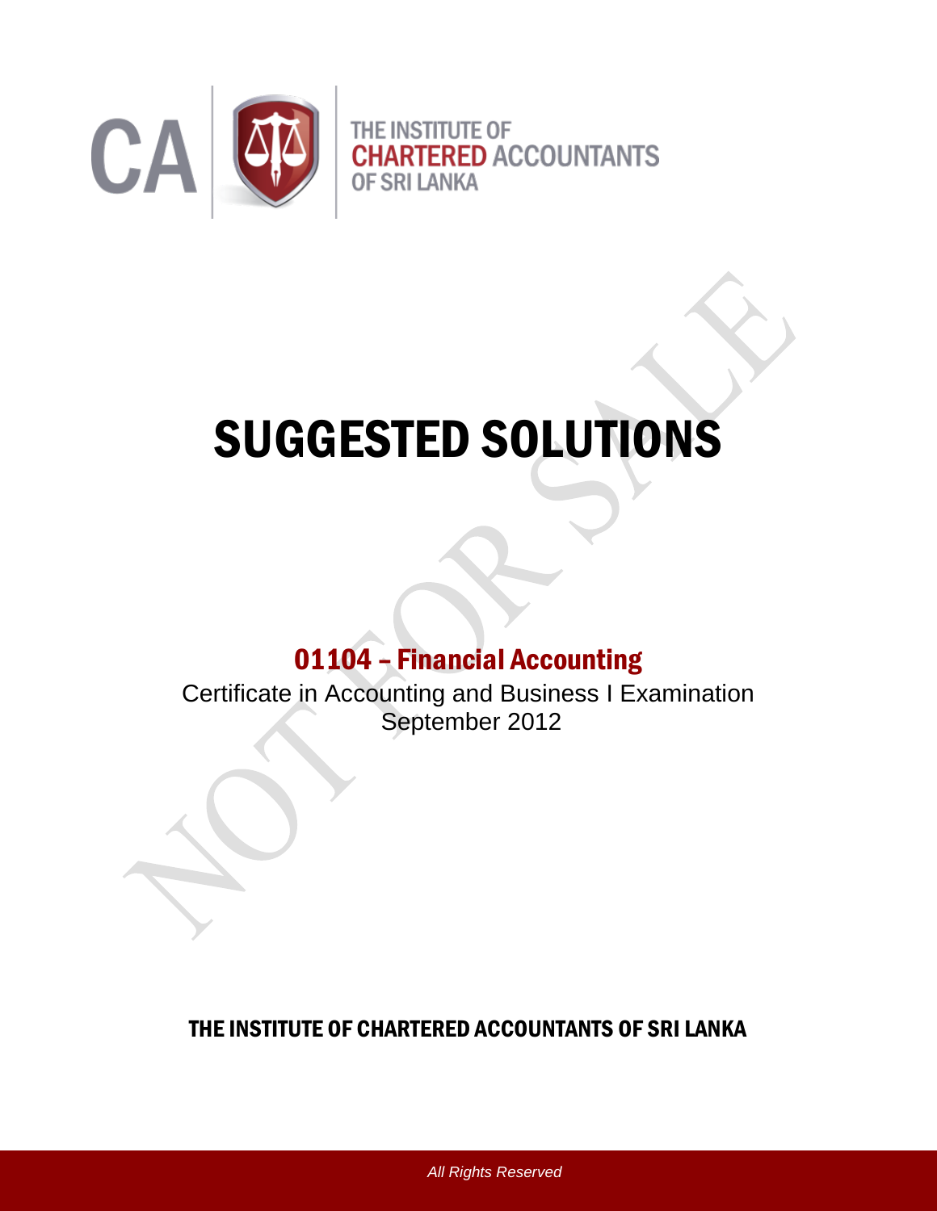CA | THE INSTITUTE OF CHARTERED ACCOUNTANTS OF SRI LANKA

# SUGGESTED SOLUTIONS

## 01104 – Financial Accounting

Certificate in Accounting and Business I Examination
September 2012

**THE INSTITUTE OF CHARTERED ACCOUNTANTS OF SRI LANKA**

*All Rights Reserved*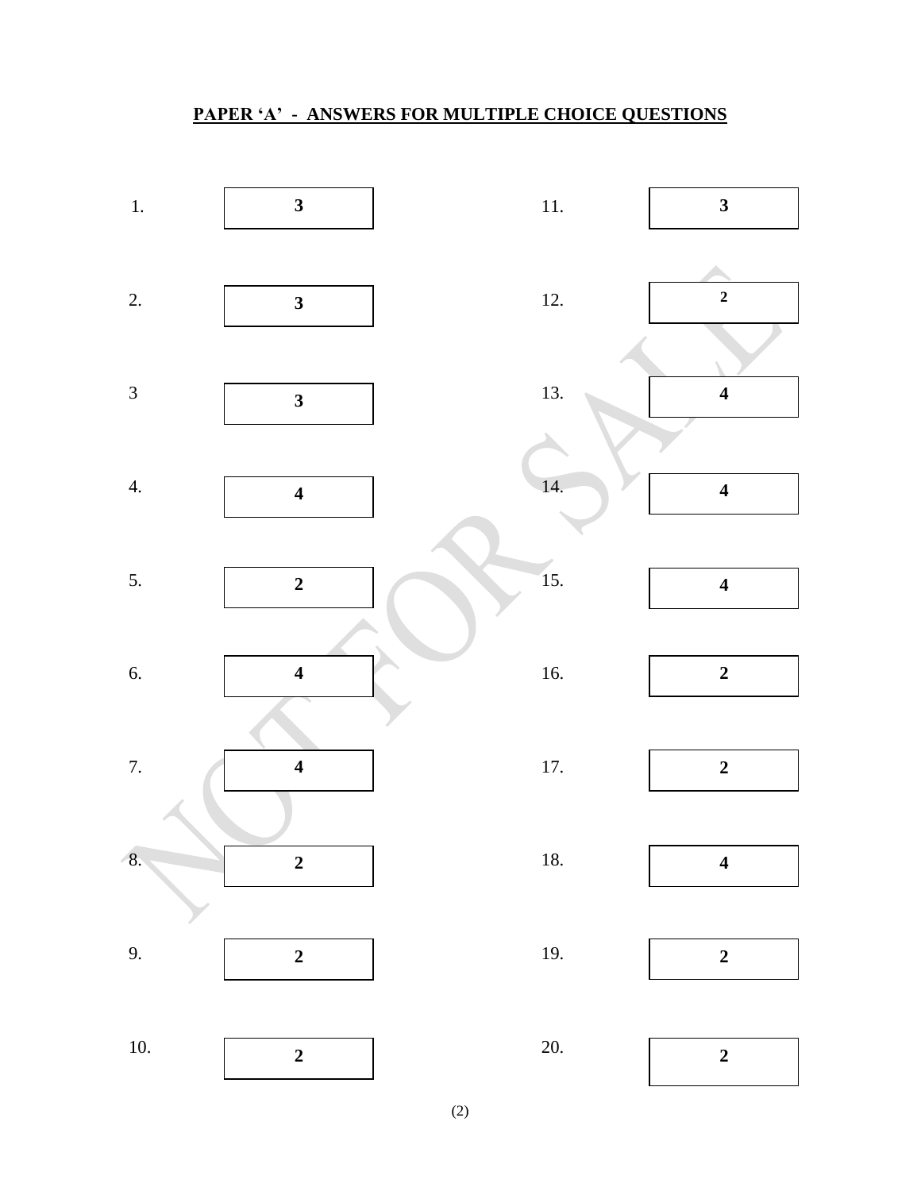**PAPER 'A' - ANSWERS FOR MULTIPLE CHOICE QUESTIONS**

| Question | Answer | Question | Answer |
|---|---|---|---|
| 1. | **3** | 11. | **3** |
| 2. | **3** | 12. | **2** |
| 3 | **3** | 13. | **4** |
| 4. | **4** | 14. | **4** |
| 5. | **2** | 15. | **4** |
| 6. | **4** | 16. | **2** |
| 7. | **4** | 17. | **2** |
| 8. | **2** | 18. | **4** |
| 9. | **2** | 19. | **2** |
| 10. | **2** | 20. | **2** |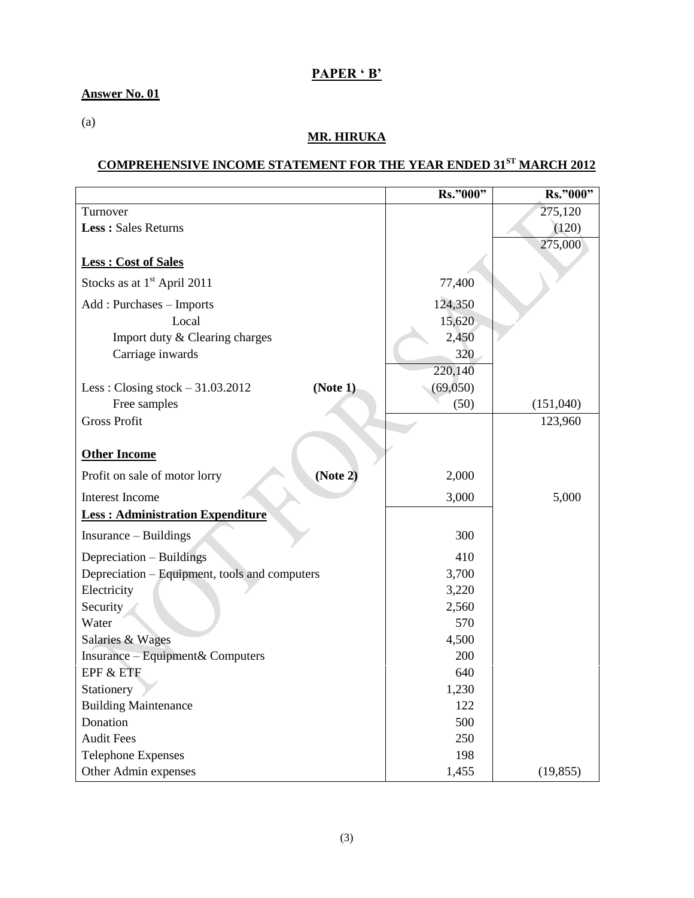## PAPER ' B'

**Answer No. 01**

(a)

**MR. HIRUKA**

**COMPREHENSIVE INCOME STATEMENT FOR THE YEAR ENDED 31ST MARCH 2012**

| | Rs."000" | Rs."000" |
|---|---|---|
| Turnover | | 275,120 |
| **Less :** Sales Returns | | (120) |
| | | 275,000 |
| **Less : Cost of Sales** | | |
| Stocks as at 1st April 2011 | 77,400 | |
| Add : Purchases – Imports | 124,350 | |
| Local | 15,620 | |
| Import duty & Clearing charges | 2,450 | |
| Carriage inwards | 320 | |
| | 220,140 | |
| Less : Closing stock – 31.03.2012 **(Note 1)** | (69,050) | |
| Free samples | (50) | (151,040) |
| Gross Profit | | 123,960 |
| **Other Income** | | |
| Profit on sale of motor lorry **(Note 2)** | 2,000 | |
| Interest Income | 3,000 | 5,000 |
| **Less : Administration Expenditure** | | |
| Insurance – Buildings | 300 | |
| Depreciation – Buildings | 410 | |
| Depreciation – Equipment, tools and computers | 3,700 | |
| Electricity | 3,220 | |
| Security | 2,560 | |
| Water | 570 | |
| Salaries & Wages | 4,500 | |
| Insurance – Equipment& Computers | 200 | |
| EPF & ETF | 640 | |
| Stationery | 1,230 | |
| Building Maintenance | 122 | |
| Donation | 500 | |
| Audit Fees | 250 | |
| Telephone Expenses | 198 | |
| Other Admin expenses | 1,455 | (19,855) |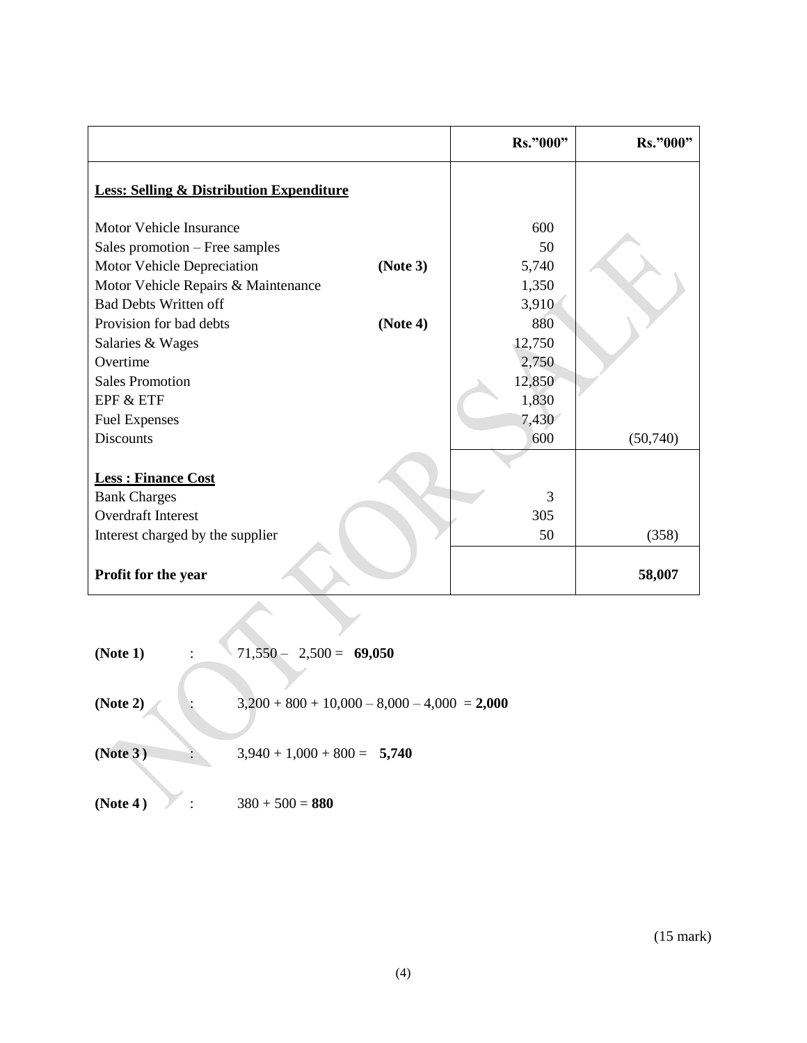| | | Rs."000" | Rs."000" |
|---|---|---|---|
| **Less: Selling & Distribution Expenditure** | | | |
| Motor Vehicle Insurance | | 600 | |
| Sales promotion – Free samples | | 50 | |
| Motor Vehicle Depreciation | **(Note 3)** | 5,740 | |
| Motor Vehicle Repairs & Maintenance | | 1,350 | |
| Bad Debts Written off | | 3,910 | |
| Provision for bad debts | **(Note 4)** | 880 | |
| Salaries & Wages | | 12,750 | |
| Overtime | | 2,750 | |
| Sales Promotion | | 12,850 | |
| EPF & ETF | | 1,830 | |
| Fuel Expenses | | 7,430 | |
| Discounts | | 600 | (50,740) |
| **Less : Finance Cost** | | | |
| Bank Charges | | 3 | |
| Overdraft Interest | | 305 | |
| Interest charged by the supplier | | 50 | (358) |
| **Profit for the year** | | | **58,007** |

**(Note 1)** : 71,550 – 2,500 = **69,050**

**(Note 2)** : 3,200 + 800 + 10,000 – 8,000 – 4,000 = **2,000**

**(Note 3 )** : 3,940 + 1,000 + 800 = **5,740**

**(Note 4 )** : 380 + 500 = **880**

(15 mark)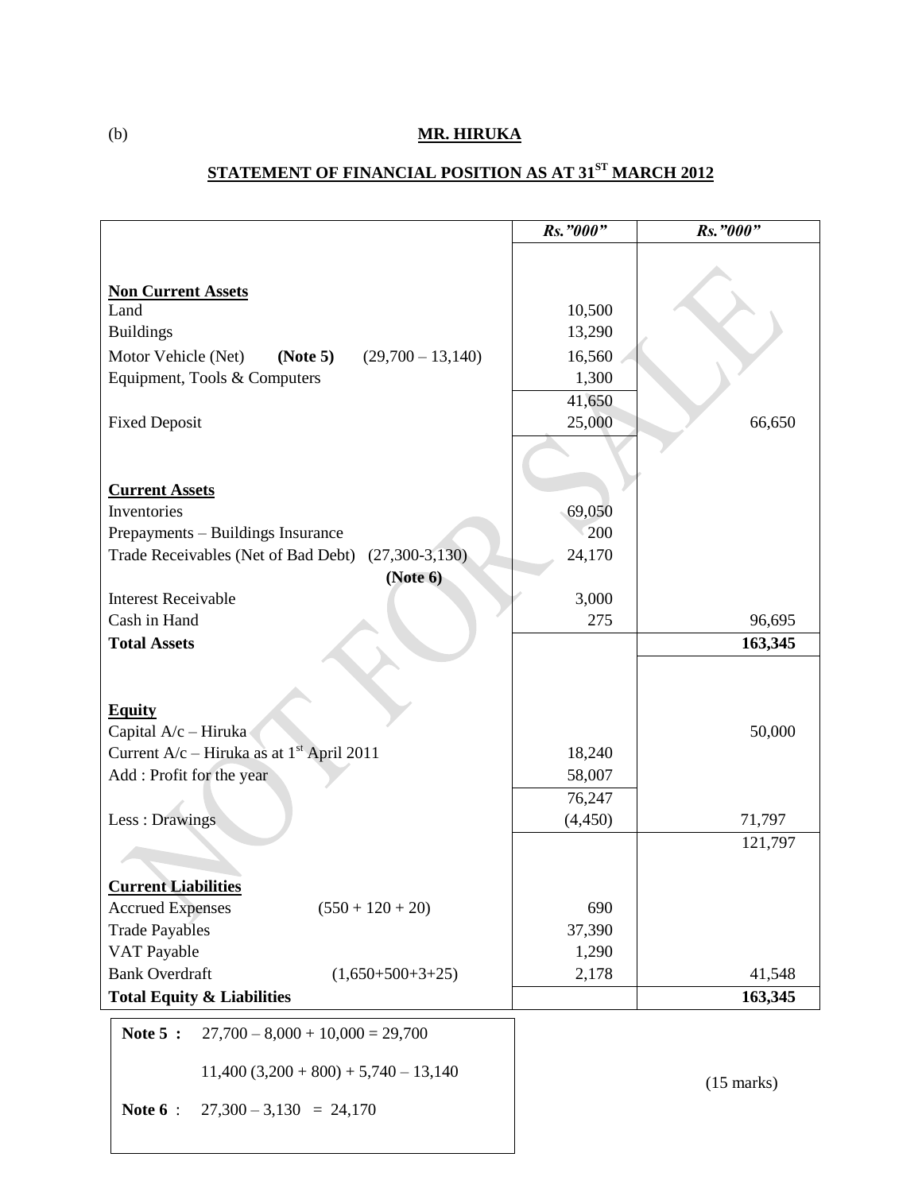(b)

## MR. HIRUKA

## STATEMENT OF FINANCIAL POSITION AS AT 31ST MARCH 2012

| | *Rs."000"* | *Rs."000"* |
|---|---|---|
| **Non Current Assets** | | |
| Land | 10,500 | |
| Buildings | 13,290 | |
| Motor Vehicle (Net) **(Note 5)** (29,700 – 13,140) | 16,560 | |
| Equipment, Tools & Computers | 1,300 | |
| | 41,650 | |
| Fixed Deposit | 25,000 | 66,650 |
| **Current Assets** | | |
| Inventories | 69,050 | |
| Prepayments – Buildings Insurance | 200 | |
| Trade Receivables (Net of Bad Debt) (27,300-3,130) **(Note 6)** | 24,170 | |
| Interest Receivable | 3,000 | |
| Cash in Hand | 275 | 96,695 |
| **Total Assets** | | **163,345** |
| **Equity** | | |
| Capital A/c – Hiruka | | 50,000 |
| Current A/c – Hiruka as at 1st April 2011 | 18,240 | |
| Add : Profit for the year | 58,007 | |
| | 76,247 | |
| Less : Drawings | (4,450) | 71,797 |
| | | 121,797 |
| **Current Liabilities** | | |
| Accrued Expenses (550 + 120 + 20) | 690 | |
| Trade Payables | 37,390 | |
| VAT Payable | 1,290 | |
| Bank Overdraft (1,650+500+3+25) | 2,178 | 41,548 |
| **Total Equity & Liabilities** | | **163,345** |

**Note 5 :** 27,700 – 8,000 + 10,000 = 29,700

11,400 (3,200 + 800) + 5,740 – 13,140

**Note 6** : 27,300 – 3,130 = 24,170

(15 marks)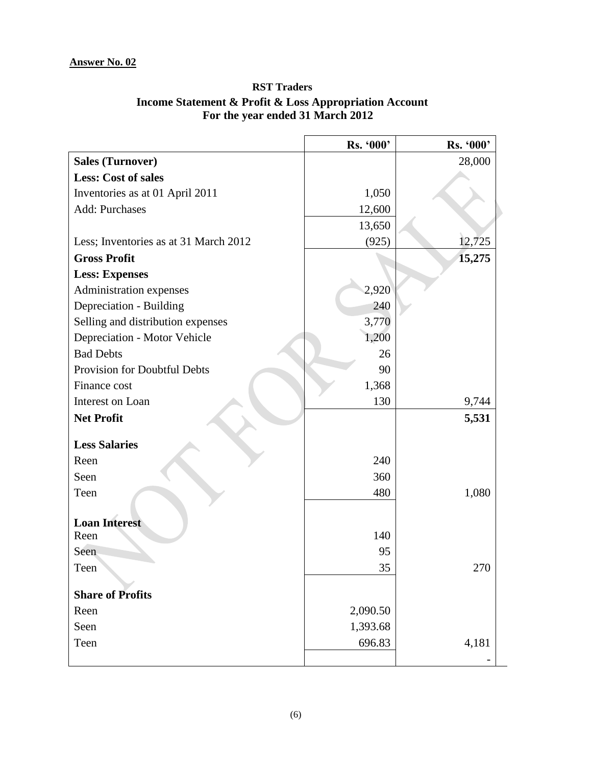**Answer No. 02**

**RST Traders**
**Income Statement & Profit & Loss Appropriation Account**
**For the year ended 31 March 2012**

| | Rs. '000' | Rs. '000' |
|---|---|---|
| **Sales (Turnover)** | | 28,000 |
| **Less: Cost of sales** | | |
| Inventories as at 01 April 2011 | 1,050 | |
| Add: Purchases | 12,600 | |
| | 13,650 | |
| Less; Inventories as at 31 March 2012 | (925) | 12,725 |
| **Gross Profit** | | **15,275** |
| **Less: Expenses** | | |
| Administration expenses | 2,920 | |
| Depreciation - Building | 240 | |
| Selling and distribution expenses | 3,770 | |
| Depreciation - Motor Vehicle | 1,200 | |
| Bad Debts | 26 | |
| Provision for Doubtful Debts | 90 | |
| Finance cost | 1,368 | |
| Interest on Loan | 130 | 9,744 |
| **Net Profit** | | **5,531** |
| **Less Salaries** | | |
| Reen | 240 | |
| Seen | 360 | |
| Teen | 480 | 1,080 |
| **Loan Interest** | | |
| Reen | 140 | |
| Seen | 95 | |
| Teen | 35 | 270 |
| **Share of Profits** | | |
| Reen | 2,090.50 | |
| Seen | 1,393.68 | |
| Teen | 696.83 | 4,181 |
| | | - |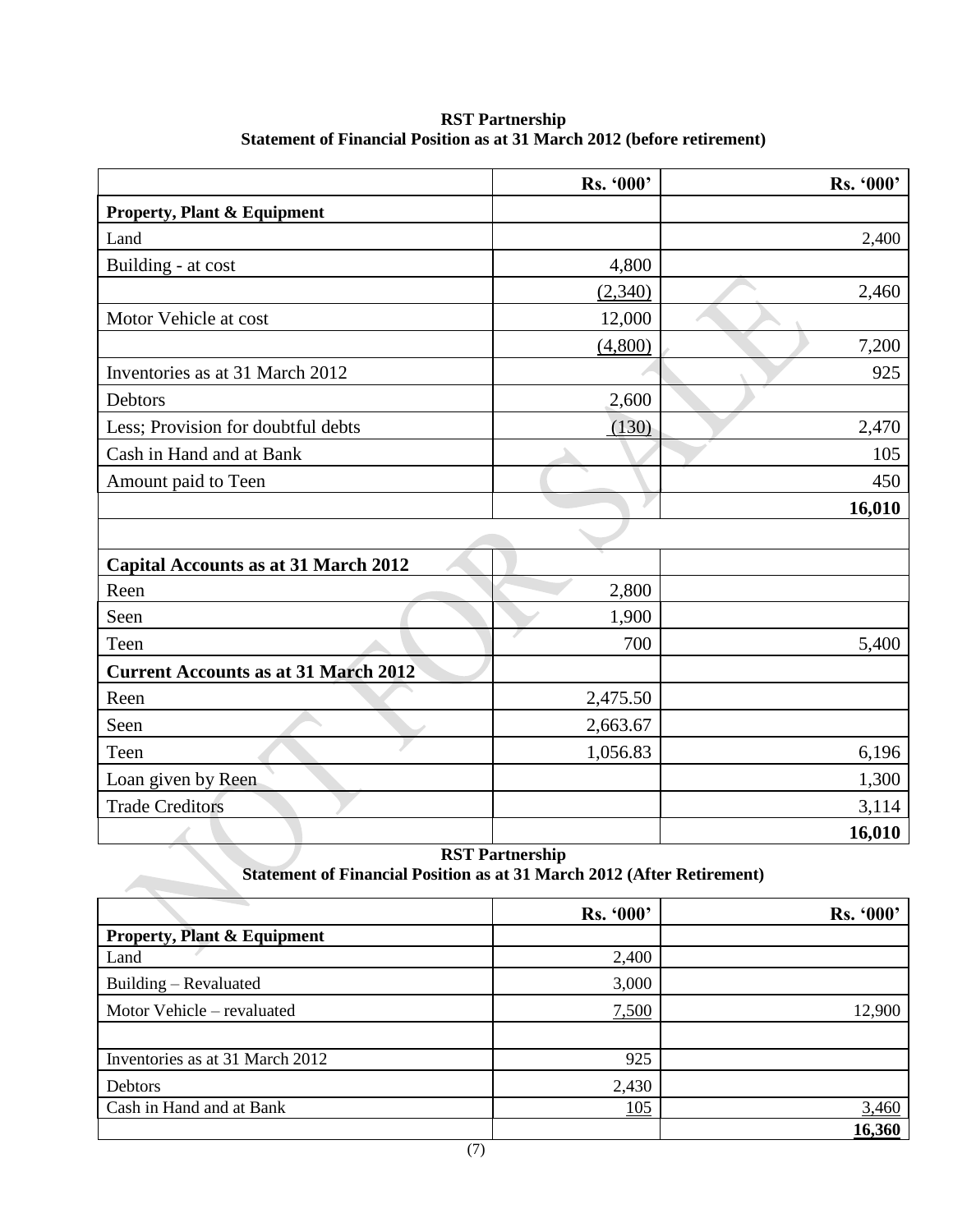**RST Partnership**
**Statement of Financial Position as at 31 March 2012 (before retirement)**

| | Rs. '000' | Rs. '000' |
|---|---|---|
| **Property, Plant & Equipment** | | |
| Land | | 2,400 |
| Building - at cost | 4,800 | |
| | (2,340) | 2,460 |
| Motor Vehicle at cost | 12,000 | |
| | (4,800) | 7,200 |
| Inventories as at 31 March 2012 | | 925 |
| Debtors | 2,600 | |
| Less; Provision for doubtful debts | (130) | 2,470 |
| Cash in Hand and at Bank | | 105 |
| Amount paid to Teen | | 450 |
| | | **16,010** |
| | | |
| **Capital Accounts as at 31 March 2012** | | |
| Reen | 2,800 | |
| Seen | 1,900 | |
| Teen | 700 | 5,400 |
| **Current Accounts as at 31 March 2012** | | |
| Reen | 2,475.50 | |
| Seen | 2,663.67 | |
| Teen | 1,056.83 | 6,196 |
| Loan given by Reen | | 1,300 |
| Trade Creditors | | 3,114 |
| | | **16,010** |

**RST Partnership**
**Statement of Financial Position as at 31 March 2012 (After Retirement)**

| | Rs. '000' | Rs. '000' |
|---|---|---|
| **Property, Plant & Equipment** | | |
| Land | 2,400 | |
| Building – Revaluated | 3,000 | |
| Motor Vehicle – revaluated | 7,500 | 12,900 |
| | | |
| Inventories as at 31 March 2012 | 925 | |
| Debtors | 2,430 | |
| Cash in Hand and at Bank | 105 | 3,460 |
| | | **16,360** |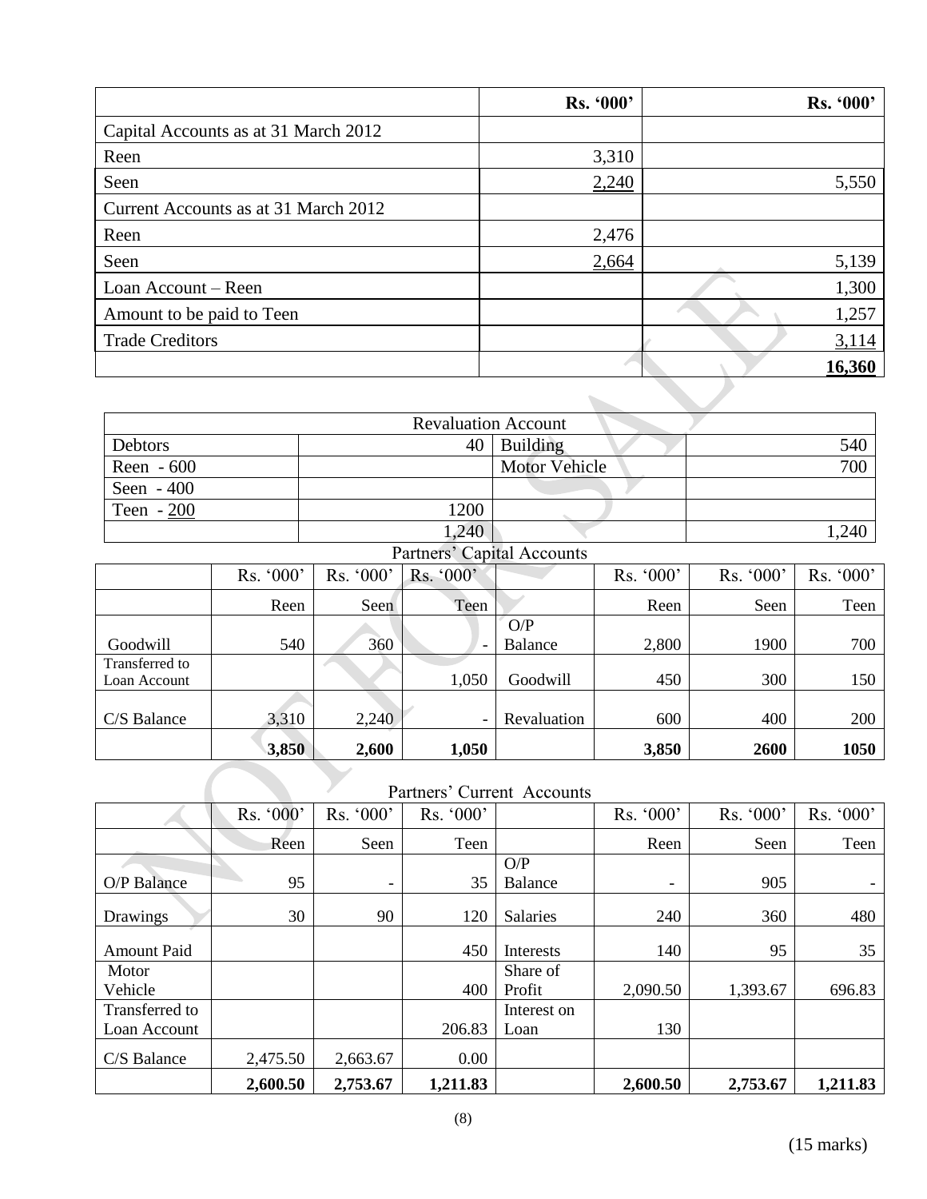| | Rs. '000' | Rs. '000' |
|---|---|---|
| Capital Accounts as at 31 March 2012 | | |
| Reen | 3,310 | |
| Seen | 2,240 | 5,550 |
| Current Accounts as at 31 March 2012 | | |
| Reen | 2,476 | |
| Seen | 2,664 | 5,139 |
| Loan Account – Reen | | 1,300 |
| Amount to be paid to Teen | | 1,257 |
| Trade Creditors | | 3,114 |
| | | **16,360** |

| Revaluation Account | | | |
|---|---|---|---|
| Debtors | 40 | Building | 540 |
| Reen - 600 | | Motor Vehicle | 700 |
| Seen - 400 | | | |
| Teen - 200 | 1200 | | |
| | 1,240 | | 1,240 |

Partners' Capital Accounts

| | Rs. '000' | Rs. '000' | Rs. '000' | | Rs. '000' | Rs. '000' | Rs. '000' |
|---|---|---|---|---|---|---|---|
| | Reen | Seen | Teen | | Reen | Seen | Teen |
| Goodwill | 540 | 360 | - | O/P Balance | 2,800 | 1900 | 700 |
| Transferred to Loan Account | | | 1,050 | Goodwill | 450 | 300 | 150 |
| C/S Balance | 3,310 | 2,240 | - | Revaluation | 600 | 400 | 200 |
| | **3,850** | **2,600** | **1,050** | | **3,850** | **2600** | **1050** |

Partners' Current Accounts

| | Rs. '000' | Rs. '000' | Rs. '000' | | Rs. '000' | Rs. '000' | Rs. '000' |
|---|---|---|---|---|---|---|---|
| | Reen | Seen | Teen | | Reen | Seen | Teen |
| O/P Balance | 95 | - | 35 | O/P Balance | - | 905 | - |
| Drawings | 30 | 90 | 120 | Salaries | 240 | 360 | 480 |
| Amount Paid | | | 450 | Interests | 140 | 95 | 35 |
| Motor Vehicle | | | 400 | Share of Profit | 2,090.50 | 1,393.67 | 696.83 |
| Transferred to Loan Account | | | 206.83 | Interest on Loan | 130 | | |
| C/S Balance | 2,475.50 | 2,663.67 | 0.00 | | | | |
| | **2,600.50** | **2,753.67** | **1,211.83** | | **2,600.50** | **2,753.67** | **1,211.83** |

(15 marks)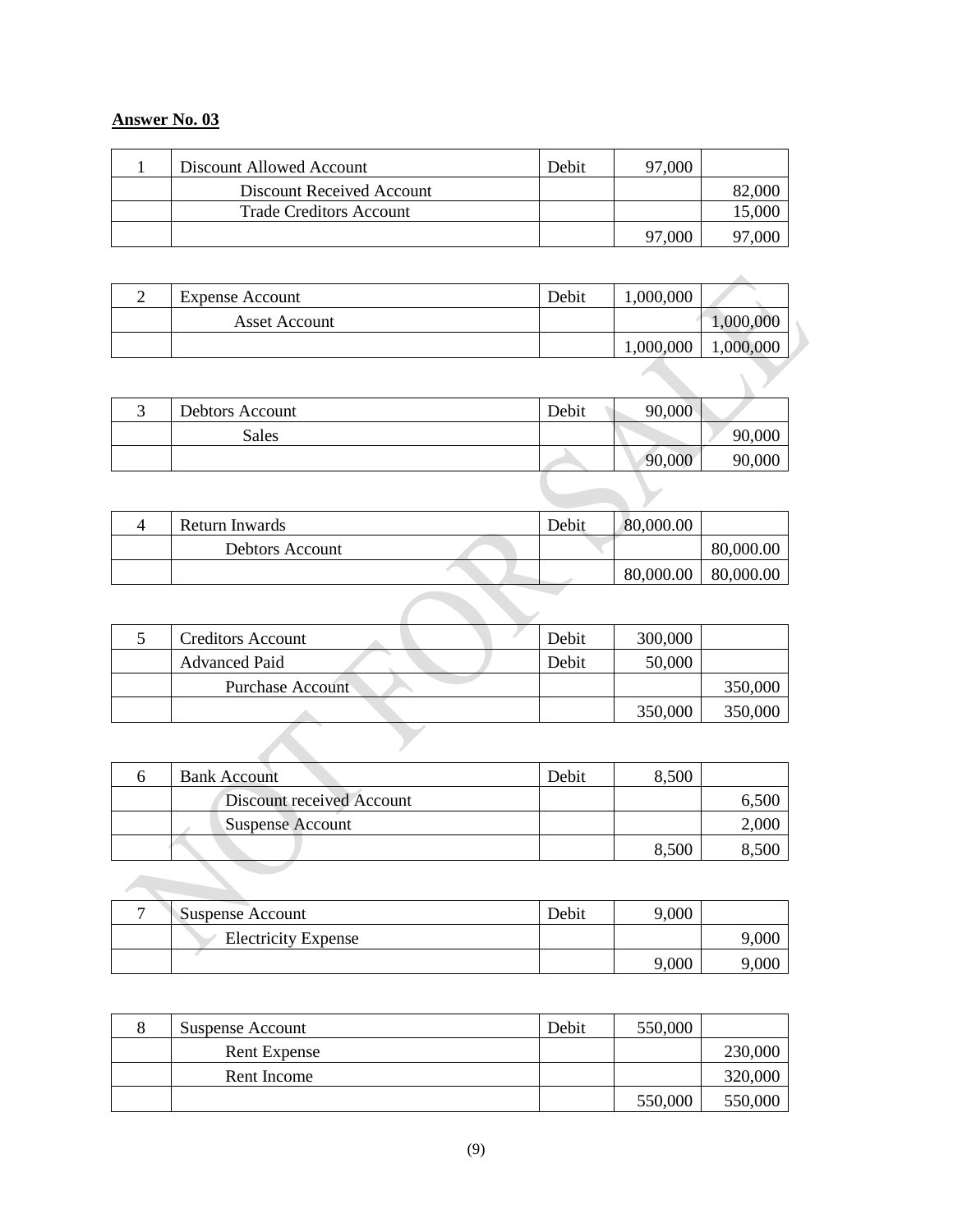**Answer No. 03**

| 1 | Discount Allowed Account | Debit | 97,000 | |
|---|---|---|---|---|
| | Discount Received Account | | | 82,000 |
| | Trade Creditors Account | | | 15,000 |
| | | | 97,000 | 97,000 |

| 2 | Expense Account | Debit | 1,000,000 | |
|---|---|---|---|---|
| | Asset Account | | | 1,000,000 |
| | | | 1,000,000 | 1,000,000 |

| 3 | Debtors Account | Debit | 90,000 | |
|---|---|---|---|---|
| | Sales | | | 90,000 |
| | | | 90,000 | 90,000 |

| 4 | Return Inwards | Debit | 80,000.00 | |
|---|---|---|---|---|
| | Debtors Account | | | 80,000.00 |
| | | | 80,000.00 | 80,000.00 |

| 5 | Creditors Account | Debit | 300,000 | |
|---|---|---|---|---|
| | Advanced Paid | Debit | 50,000 | |
| | Purchase Account | | | 350,000 |
| | | | 350,000 | 350,000 |

| 6 | Bank Account | Debit | 8,500 | |
|---|---|---|---|---|
| | Discount received Account | | | 6,500 |
| | Suspense Account | | | 2,000 |
| | | | 8,500 | 8,500 |

| 7 | Suspense Account | Debit | 9,000 | |
|---|---|---|---|---|
| | Electricity Expense | | | 9,000 |
| | | | 9,000 | 9,000 |

| 8 | Suspense Account | Debit | 550,000 | |
|---|---|---|---|---|
| | Rent Expense | | | 230,000 |
| | Rent Income | | | 320,000 |
| | | | 550,000 | 550,000 |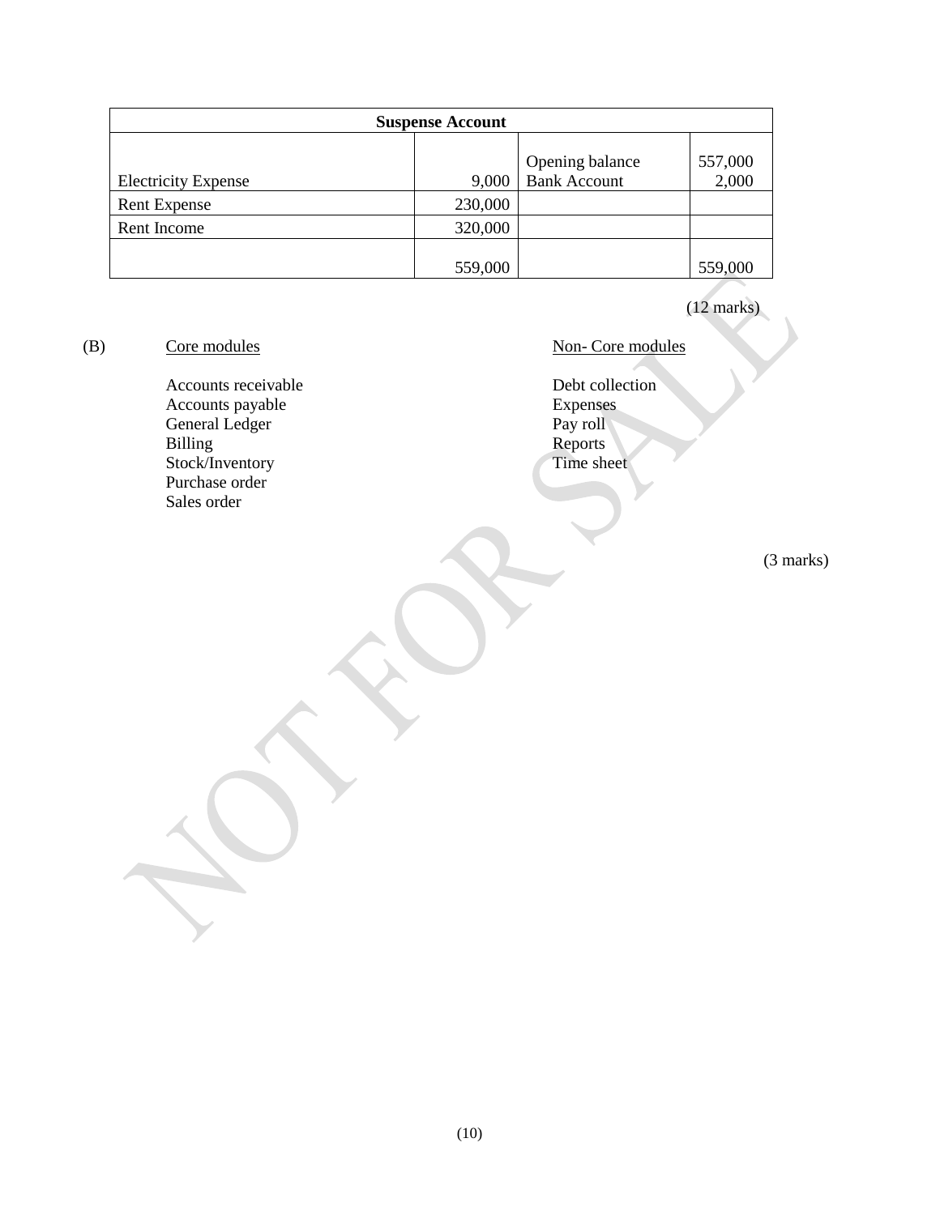| Suspense Account | | | |
|---|---|---|---|
| Electricity Expense | 9,000 | Opening balance<br>Bank Account | 557,000<br>2,000 |
| Rent Expense | 230,000 | | |
| Rent Income | 320,000 | | |
| | 559,000 | | 559,000 |

(12 marks)

(B)

| Core modules | Non- Core modules |
|---|---|
| Accounts receivable | Debt collection |
| Accounts payable | Expenses |
| General Ledger | Pay roll |
| Billing | Reports |
| Stock/Inventory | Time sheet |
| Purchase order | |
| Sales order | |

(3 marks)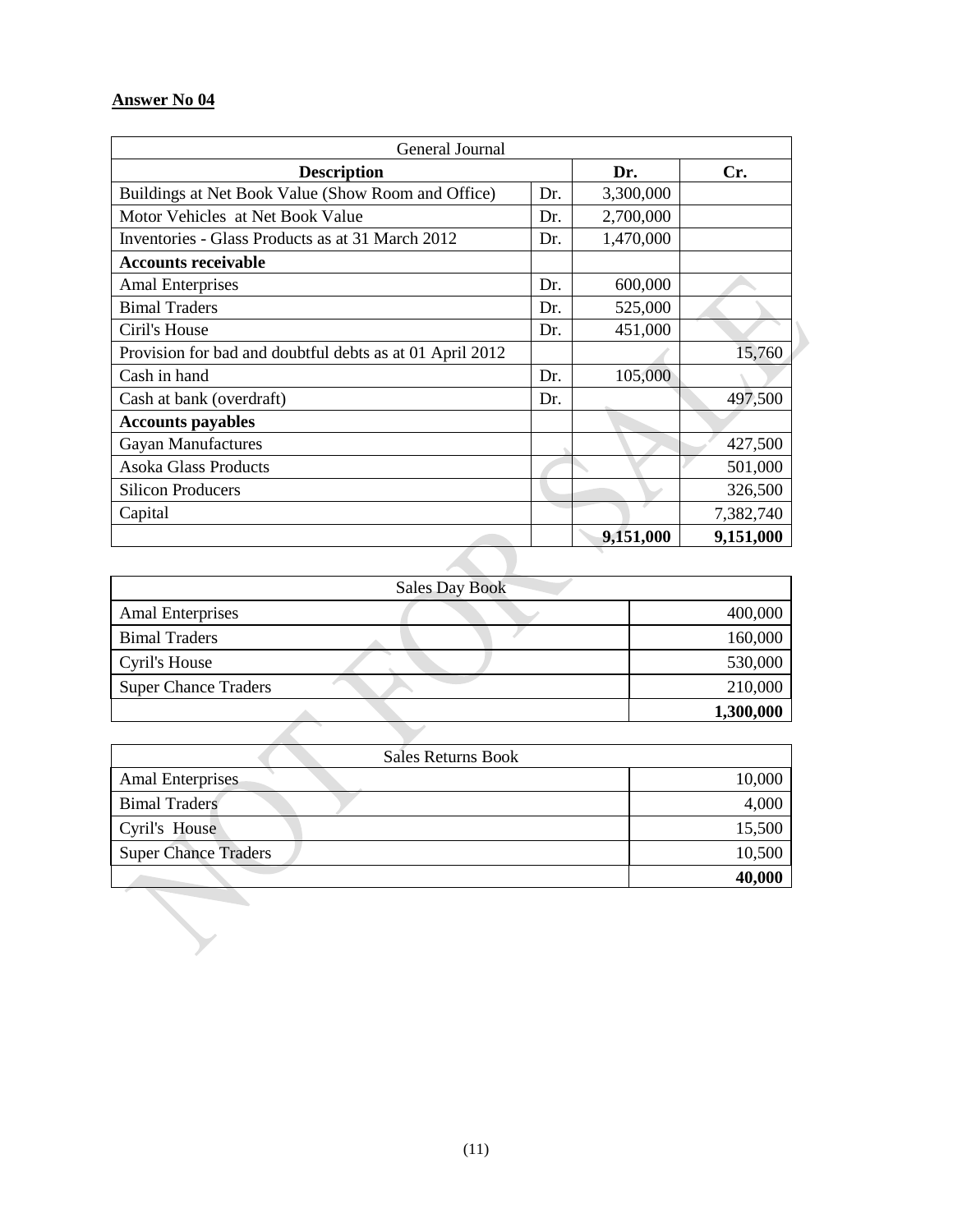**Answer No 04**

| General Journal | | | |
|---|---|---|---|
| **Description** | | **Dr.** | **Cr.** |
| Buildings at Net Book Value (Show Room and Office) | Dr. | 3,300,000 | |
| Motor Vehicles at Net Book Value | Dr. | 2,700,000 | |
| Inventories - Glass Products as at 31 March 2012 | Dr. | 1,470,000 | |
| **Accounts receivable** | | | |
| Amal Enterprises | Dr. | 600,000 | |
| Bimal Traders | Dr. | 525,000 | |
| Ciril's House | Dr. | 451,000 | |
| Provision for bad and doubtful debts as at 01 April 2012 | | | 15,760 |
| Cash in hand | Dr. | 105,000 | |
| Cash at bank (overdraft) | Dr. | | 497,500 |
| **Accounts payables** | | | |
| Gayan Manufactures | | | 427,500 |
| Asoka Glass Products | | | 501,000 |
| Silicon Producers | | | 326,500 |
| Capital | | | 7,382,740 |
| | | **9,151,000** | **9,151,000** |

| Sales Day Book | |
|---|---|
| Amal Enterprises | 400,000 |
| Bimal Traders | 160,000 |
| Cyril's House | 530,000 |
| Super Chance Traders | 210,000 |
| | **1,300,000** |

| Sales Returns Book | |
|---|---|
| Amal Enterprises | 10,000 |
| Bimal Traders | 4,000 |
| Cyril's House | 15,500 |
| Super Chance Traders | 10,500 |
| | **40,000** |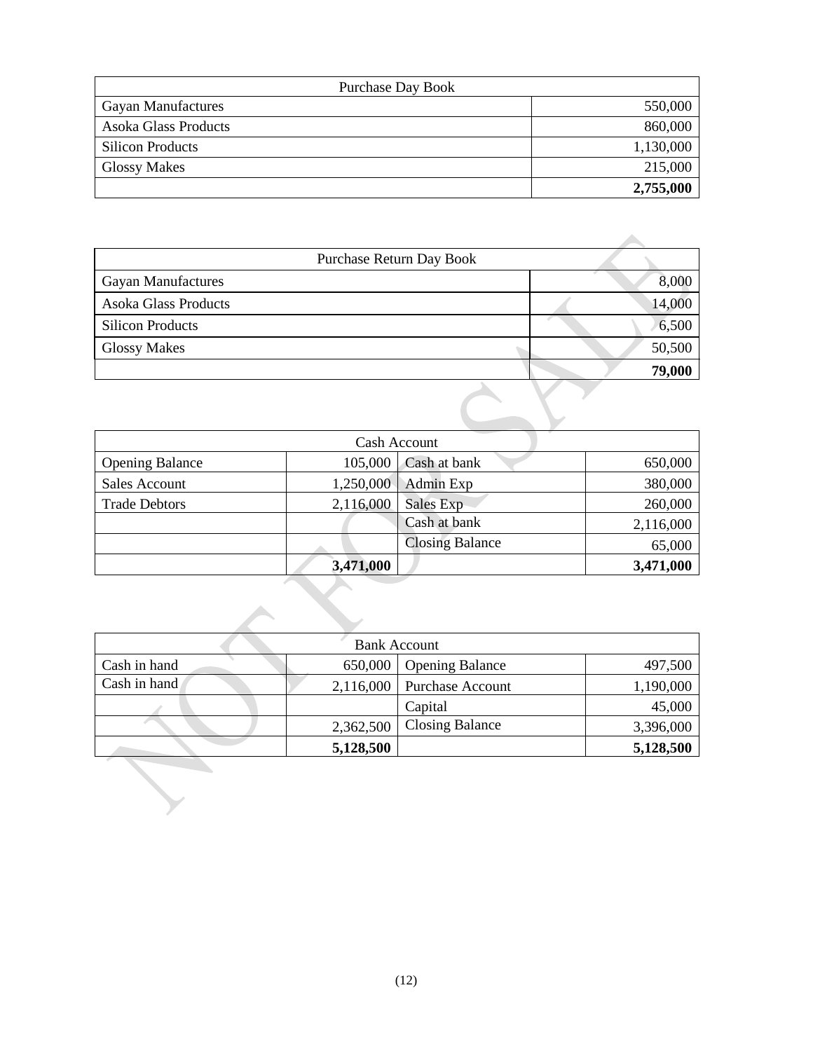| Purchase Day Book | |
|---|---|
| Gayan Manufactures | 550,000 |
| Asoka Glass Products | 860,000 |
| Silicon Products | 1,130,000 |
| Glossy Makes | 215,000 |
| | **2,755,000** |

| Purchase Return Day Book | |
|---|---|
| Gayan Manufactures | 8,000 |
| Asoka Glass Products | 14,000 |
| Silicon Products | 6,500 |
| Glossy Makes | 50,500 |
| | **79,000** |

| Cash Account | | | |
|---|---|---|---|
| Opening Balance | 105,000 | Cash at bank | 650,000 |
| Sales Account | 1,250,000 | Admin Exp | 380,000 |
| Trade Debtors | 2,116,000 | Sales Exp | 260,000 |
| | | Cash at bank | 2,116,000 |
| | | Closing Balance | 65,000 |
| | **3,471,000** | | **3,471,000** |

| Bank Account | | | |
|---|---|---|---|
| Cash in hand | 650,000 | Opening Balance | 497,500 |
| Cash in hand | 2,116,000 | Purchase Account | 1,190,000 |
| | | Capital | 45,000 |
| | 2,362,500 | Closing Balance | 3,396,000 |
| | **5,128,500** | | **5,128,500** |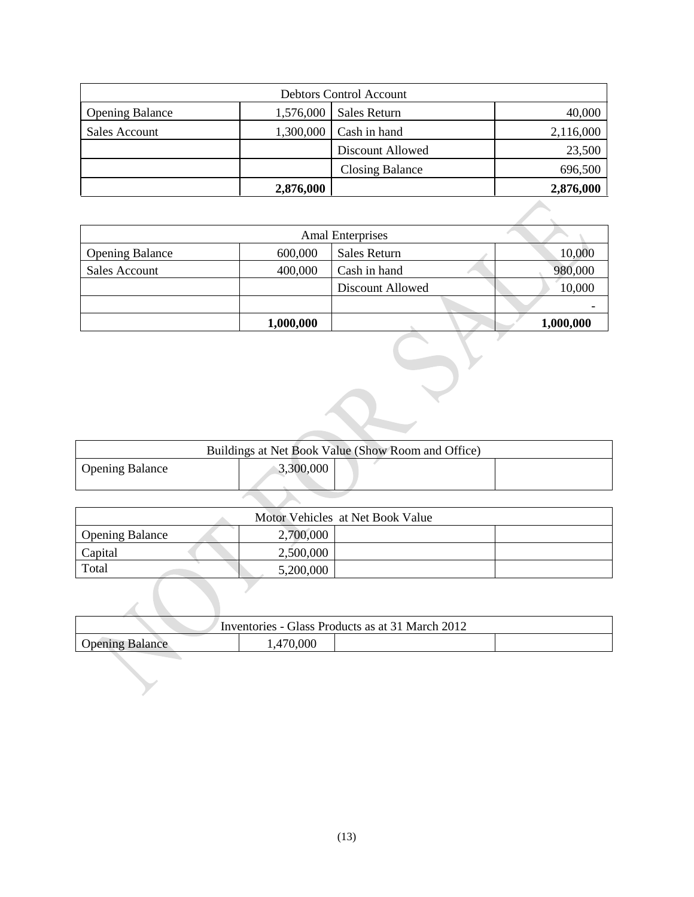| Debtors Control Account | | | |
|---|---|---|---|
| Opening Balance | 1,576,000 | Sales Return | 40,000 |
| Sales Account | 1,300,000 | Cash in hand | 2,116,000 |
| | | Discount Allowed | 23,500 |
| | | Closing Balance | 696,500 |
| | **2,876,000** | | **2,876,000** |

| Amal Enterprises | | | |
|---|---|---|---|
| Opening Balance | 600,000 | Sales Return | 10,000 |
| Sales Account | 400,000 | Cash in hand | 980,000 |
| | | Discount Allowed | 10,000 |
| | | | - |
| | **1,000,000** | | **1,000,000** |

| Buildings at Net Book Value (Show Room and Office) | | | |
|---|---|---|---|
| Opening Balance | 3,300,000 | | |

| Motor Vehicles at Net Book Value | | | |
|---|---|---|---|
| Opening Balance | 2,700,000 | | |
| Capital | 2,500,000 | | |
| Total | 5,200,000 | | |

| Inventories - Glass Products as at 31 March 2012 | | | |
|---|---|---|---|
| Opening Balance | 1,470,000 | | |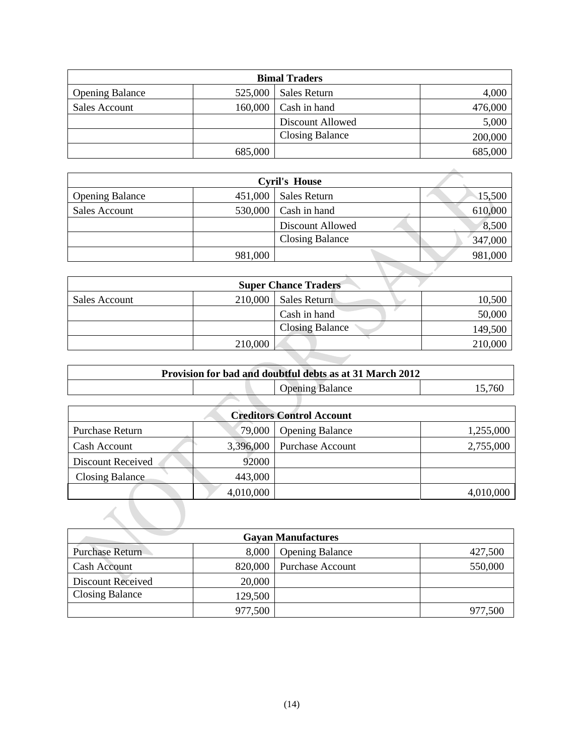| Bimal Traders | | | |
|---|---|---|---|
| Opening Balance | 525,000 | Sales Return | 4,000 |
| Sales Account | 160,000 | Cash in hand | 476,000 |
| | | Discount Allowed | 5,000 |
| | | Closing Balance | 200,000 |
| | 685,000 | | 685,000 |

| Cyril's House | | | |
|---|---|---|---|
| Opening Balance | 451,000 | Sales Return | 15,500 |
| Sales Account | 530,000 | Cash in hand | 610,000 |
| | | Discount Allowed | 8,500 |
| | | Closing Balance | 347,000 |
| | 981,000 | | 981,000 |

| Super Chance Traders | | | |
|---|---|---|---|
| Sales Account | 210,000 | Sales Return | 10,500 |
| | | Cash in hand | 50,000 |
| | | Closing Balance | 149,500 |
| | 210,000 | | 210,000 |

| Provision for bad and doubtful debts as at 31 March 2012 | | | |
|---|---|---|---|
| | | Opening Balance | 15,760 |

| Creditors Control Account | | | |
|---|---|---|---|
| Purchase Return | 79,000 | Opening Balance | 1,255,000 |
| Cash Account | 3,396,000 | Purchase Account | 2,755,000 |
| Discount Received | 92000 | | |
| Closing Balance | 443,000 | | |
| | 4,010,000 | | 4,010,000 |

| Gayan Manufactures | | | |
|---|---|---|---|
| Purchase Return | 8,000 | Opening Balance | 427,500 |
| Cash Account | 820,000 | Purchase Account | 550,000 |
| Discount Received | 20,000 | | |
| Closing Balance | 129,500 | | |
| | 977,500 | | 977,500 |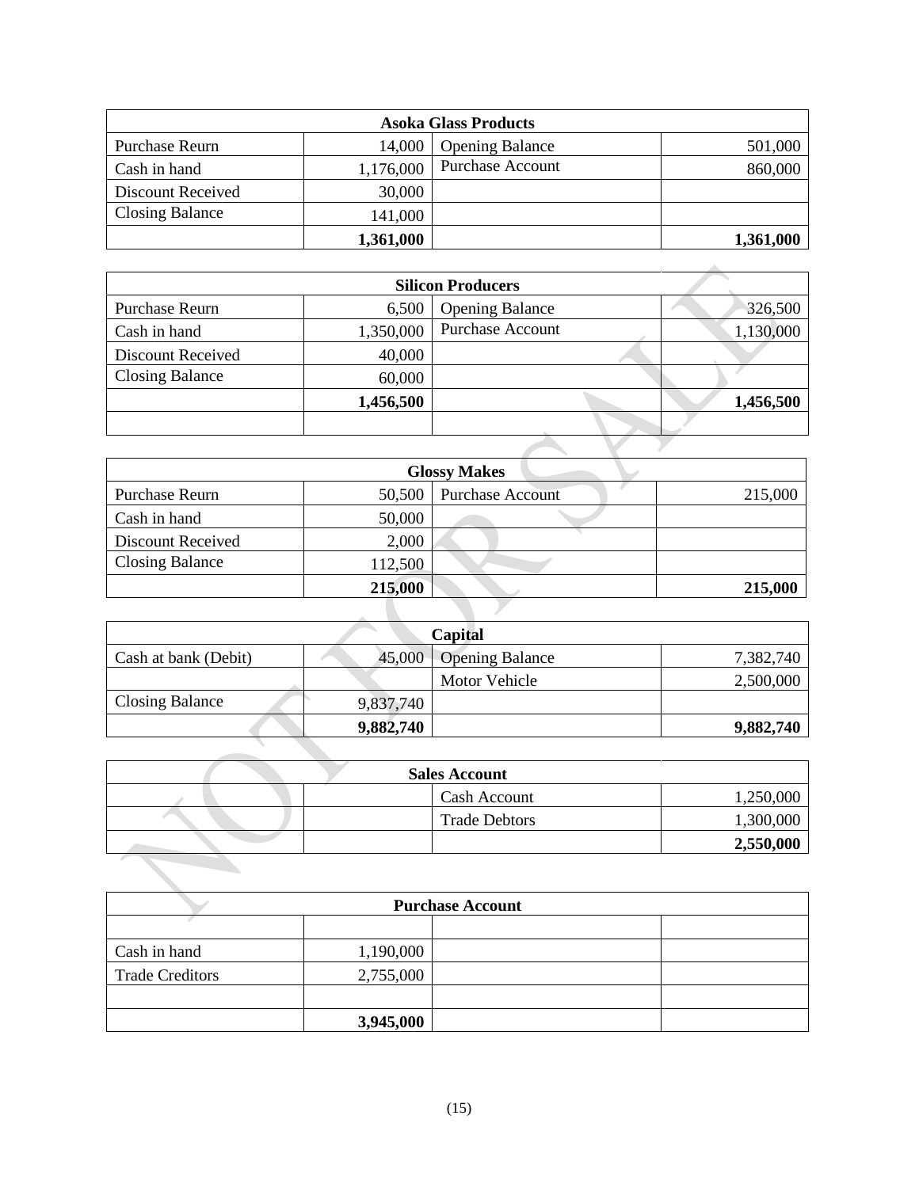| Asoka Glass Products | | | |
|---|---|---|---|
| Purchase Reurn | 14,000 | Opening Balance | 501,000 |
| Cash in hand | 1,176,000 | Purchase Account | 860,000 |
| Discount Received | 30,000 | | |
| Closing Balance | 141,000 | | |
| | **1,361,000** | | **1,361,000** |

| Silicon Producers | | | |
|---|---|---|---|
| Purchase Reurn | 6,500 | Opening Balance | 326,500 |
| Cash in hand | 1,350,000 | Purchase Account | 1,130,000 |
| Discount Received | 40,000 | | |
| Closing Balance | 60,000 | | |
| | **1,456,500** | | **1,456,500** |
| | | | |

| Glossy Makes | | | |
|---|---|---|---|
| Purchase Reurn | 50,500 | Purchase Account | 215,000 |
| Cash in hand | 50,000 | | |
| Discount Received | 2,000 | | |
| Closing Balance | 112,500 | | |
| | **215,000** | | **215,000** |

| Capital | | | |
|---|---|---|---|
| Cash at bank (Debit) | 45,000 | Opening Balance | 7,382,740 |
| | | Motor Vehicle | 2,500,000 |
| Closing Balance | 9,837,740 | | |
| | **9,882,740** | | **9,882,740** |

| Sales Account | | | |
|---|---|---|---|
| | | Cash Account | 1,250,000 |
| | | Trade Debtors | 1,300,000 |
| | | | **2,550,000** |

| Purchase Account | | | |
|---|---|---|---|
| | | | |
| Cash in hand | 1,190,000 | | |
| Trade Creditors | 2,755,000 | | |
| | | | |
| | **3,945,000** | | |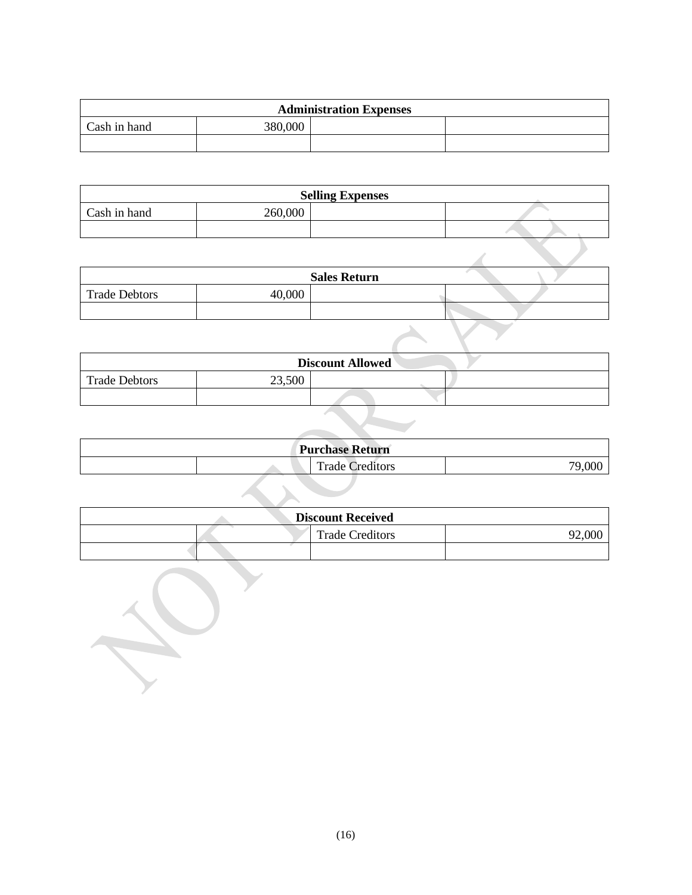| Administration Expenses | | | |
|---|---|---|---|
| Cash in hand | 380,000 | | |
| | | | |

| Selling Expenses | | | |
|---|---|---|---|
| Cash in hand | 260,000 | | |
| | | | |

| Sales Return | | | |
|---|---|---|---|
| Trade Debtors | 40,000 | | |
| | | | |

| Discount Allowed | | | |
|---|---|---|---|
| Trade Debtors | 23,500 | | |
| | | | |

| Purchase Return | | | |
|---|---|---|---|
| | | Trade Creditors | 79,000 |

| Discount Received | | | |
|---|---|---|---|
| | | Trade Creditors | 92,000 |
| | | | |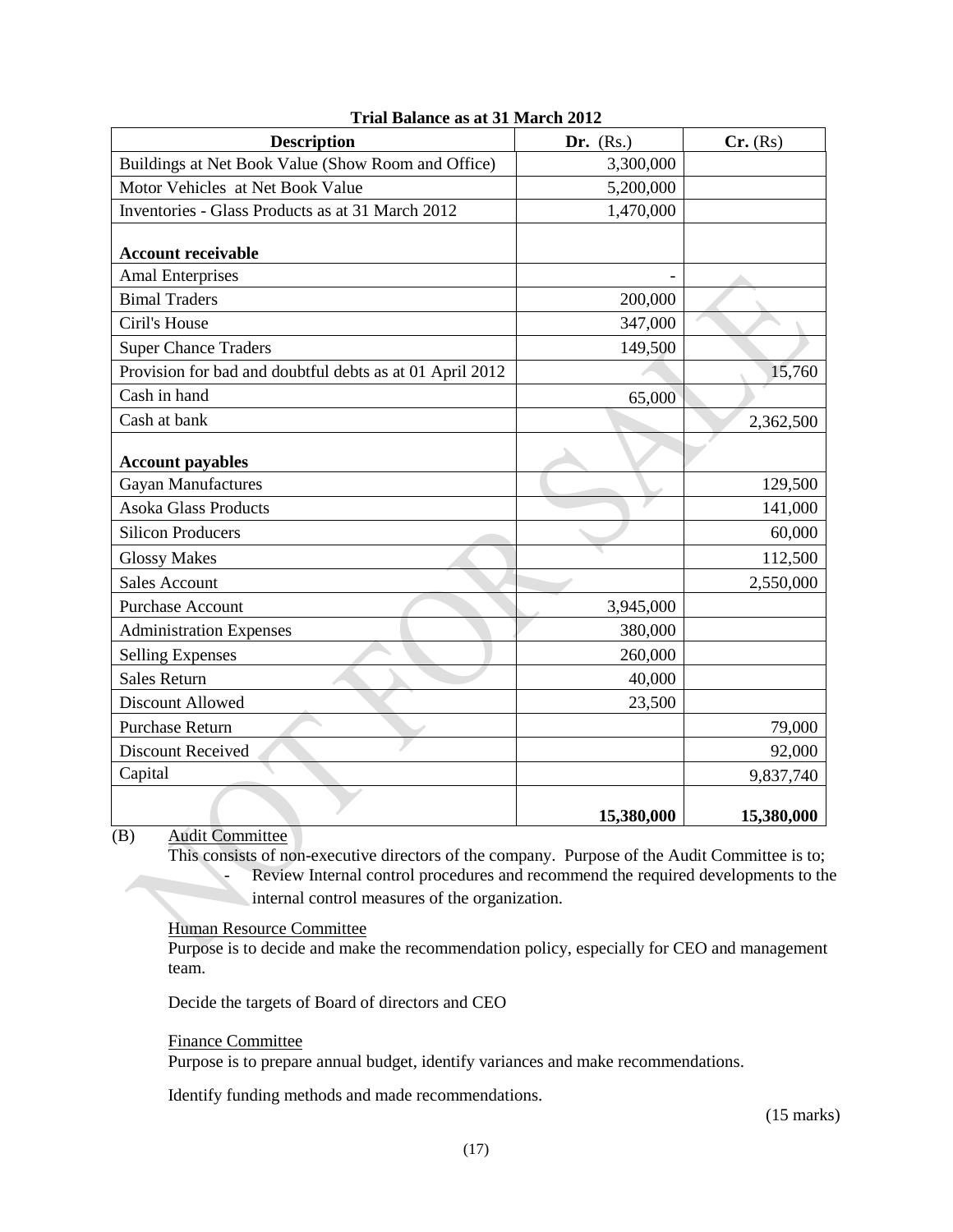**Trial Balance as at 31 March 2012**

| Description | Dr. (Rs.) | Cr. (Rs) |
|---|---|---|
| Buildings at Net Book Value (Show Room and Office) | 3,300,000 | |
| Motor Vehicles at Net Book Value | 5,200,000 | |
| Inventories - Glass Products as at 31 March 2012 | 1,470,000 | |
| **Account receivable** | | |
| Amal Enterprises | - | |
| Bimal Traders | 200,000 | |
| Ciril's House | 347,000 | |
| Super Chance Traders | 149,500 | |
| Provision for bad and doubtful debts as at 01 April 2012 | | 15,760 |
| Cash in hand | 65,000 | |
| Cash at bank | | 2,362,500 |
| **Account payables** | | |
| Gayan Manufactures | | 129,500 |
| Asoka Glass Products | | 141,000 |
| Silicon Producers | | 60,000 |
| Glossy Makes | | 112,500 |
| Sales Account | | 2,550,000 |
| Purchase Account | 3,945,000 | |
| Administration Expenses | 380,000 | |
| Selling Expenses | 260,000 | |
| Sales Return | 40,000 | |
| Discount Allowed | 23,500 | |
| Purchase Return | | 79,000 |
| Discount Received | | 92,000 |
| Capital | | 9,837,740 |
| | **15,380,000** | **15,380,000** |

(B) Audit Committee

This consists of non-executive directors of the company. Purpose of the Audit Committee is to;

- Review Internal control procedures and recommend the required developments to the internal control measures of the organization.

Human Resource Committee

Purpose is to decide and make the recommendation policy, especially for CEO and management team.

Decide the targets of Board of directors and CEO

Finance Committee

Purpose is to prepare annual budget, identify variances and make recommendations.

Identify funding methods and made recommendations.

(15 marks)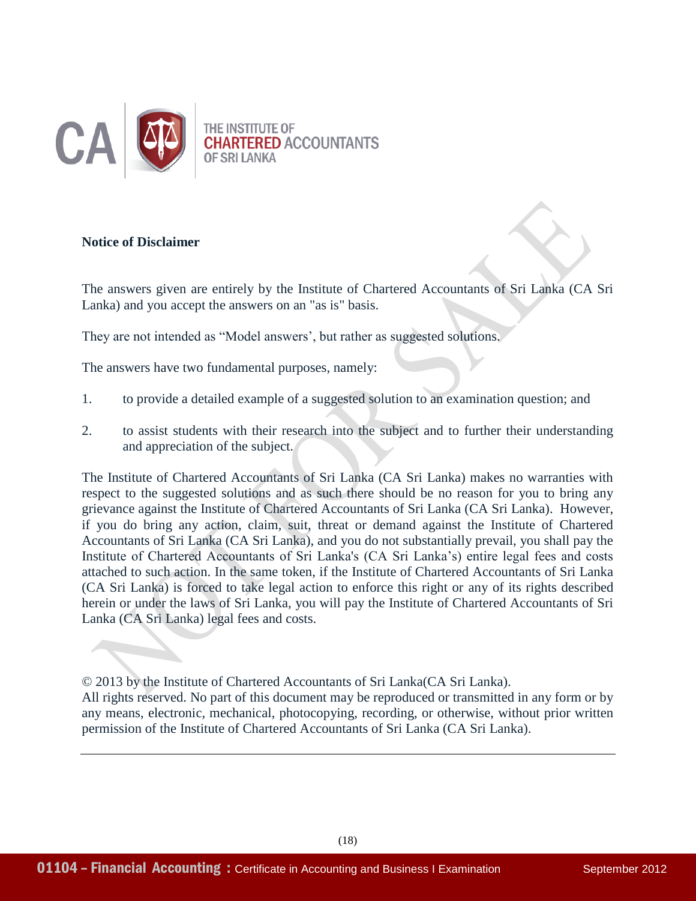# THE INSTITUTE OF CHARTERED ACCOUNTANTS OF SRI LANKA

**Notice of Disclaimer**

The answers given are entirely by the Institute of Chartered Accountants of Sri Lanka (CA Sri Lanka) and you accept the answers on an "as is" basis.

They are not intended as "Model answers', but rather as suggested solutions.

The answers have two fundamental purposes, namely:

1. to provide a detailed example of a suggested solution to an examination question; and

2. to assist students with their research into the subject and to further their understanding and appreciation of the subject.

The Institute of Chartered Accountants of Sri Lanka (CA Sri Lanka) makes no warranties with respect to the suggested solutions and as such there should be no reason for you to bring any grievance against the Institute of Chartered Accountants of Sri Lanka (CA Sri Lanka). However, if you do bring any action, claim, suit, threat or demand against the Institute of Chartered Accountants of Sri Lanka (CA Sri Lanka), and you do not substantially prevail, you shall pay the Institute of Chartered Accountants of Sri Lanka's (CA Sri Lanka's) entire legal fees and costs attached to such action. In the same token, if the Institute of Chartered Accountants of Sri Lanka (CA Sri Lanka) is forced to take legal action to enforce this right or any of its rights described herein or under the laws of Sri Lanka, you will pay the Institute of Chartered Accountants of Sri Lanka (CA Sri Lanka) legal fees and costs.

© 2013 by the Institute of Chartered Accountants of Sri Lanka(CA Sri Lanka).
All rights reserved. No part of this document may be reproduced or transmitted in any form or by any means, electronic, mechanical, photocopying, recording, or otherwise, without prior written permission of the Institute of Chartered Accountants of Sri Lanka (CA Sri Lanka).